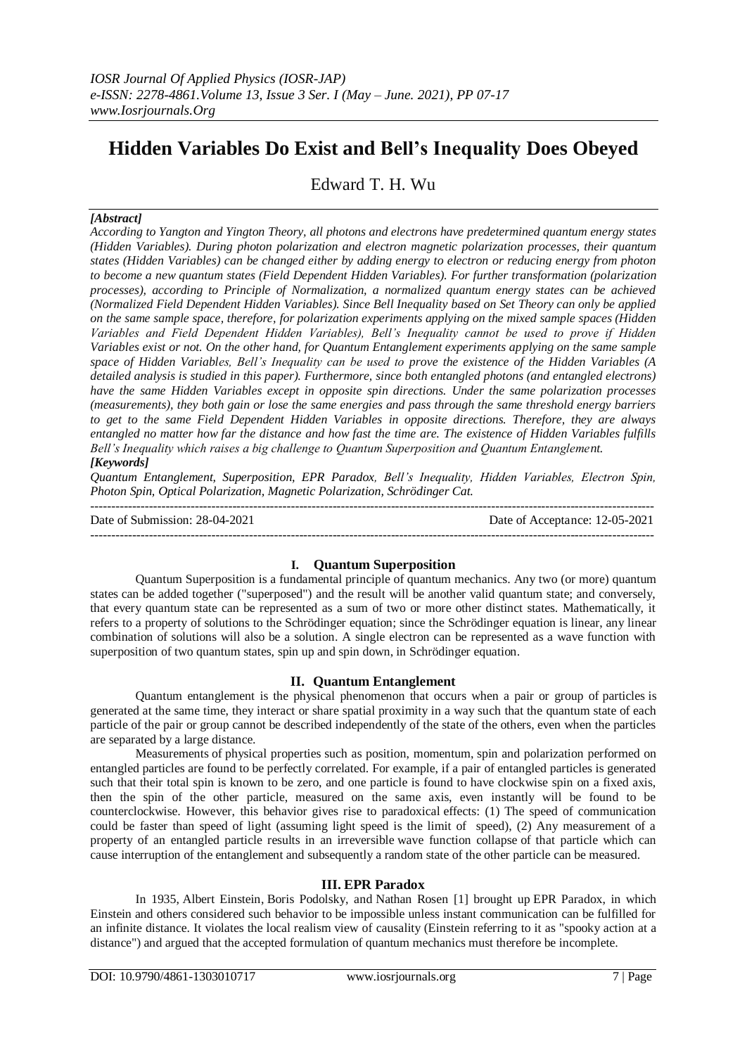# Hidden Variables Do Exist and Bell's Inequality Does Obeyed

Edward T. H. Wu

***[Abstract]***

*According to Yangton and Yington Theory, all photons and electrons have predetermined quantum energy states (Hidden Variables). During photon polarization and electron magnetic polarization processes, their quantum states (Hidden Variables) can be changed either by adding energy to electron or reducing energy from photon to become a new quantum states (Field Dependent Hidden Variables). For further transformation (polarization processes), according to Principle of Normalization, a normalized quantum energy states can be achieved (Normalized Field Dependent Hidden Variables). Since Bell Inequality based on Set Theory can only be applied on the same sample space, therefore, for polarization experiments applying on the mixed sample spaces (Hidden Variables and Field Dependent Hidden Variables), Bell's Inequality cannot be used to prove if Hidden Variables exist or not. On the other hand, for Quantum Entanglement experiments applying on the same sample space of Hidden Variables, Bell's Inequality can be used to prove the existence of the Hidden Variables (A detailed analysis is studied in this paper). Furthermore, since both entangled photons (and entangled electrons) have the same Hidden Variables except in opposite spin directions. Under the same polarization processes (measurements), they both gain or lose the same energies and pass through the same threshold energy barriers to get to the same Field Dependent Hidden Variables in opposite directions. Therefore, they are always entangled no matter how far the distance and how fast the time are. The existence of Hidden Variables fulfills Bell's Inequality which raises a big challenge to Quantum Superposition and Quantum Entanglement.*

***[Keywords]***

*Quantum Entanglement, Superposition, EPR Paradox, Bell's Inequality, Hidden Variables, Electron Spin, Photon Spin, Optical Polarization, Magnetic Polarization, Schrödinger Cat.*

---

Date of Submission: 28-04-2021 Date of Acceptance: 12-05-2021

---

## I. Quantum Superposition

Quantum Superposition is a fundamental principle of quantum mechanics. Any two (or more) quantum states can be added together ("superposed") and the result will be another valid quantum state; and conversely, that every quantum state can be represented as a sum of two or more other distinct states. Mathematically, it refers to a property of solutions to the Schrödinger equation; since the Schrödinger equation is linear, any linear combination of solutions will also be a solution. A single electron can be represented as a wave function with superposition of two quantum states, spin up and spin down, in Schrödinger equation.

## II. Quantum Entanglement

Quantum entanglement is the physical phenomenon that occurs when a pair or group of particles is generated at the same time, they interact or share spatial proximity in a way such that the quantum state of each particle of the pair or group cannot be described independently of the state of the others, even when the particles are separated by a large distance.

Measurements of physical properties such as position, momentum, spin and polarization performed on entangled particles are found to be perfectly correlated. For example, if a pair of entangled particles is generated such that their total spin is known to be zero, and one particle is found to have clockwise spin on a fixed axis, then the spin of the other particle, measured on the same axis, even instantly will be found to be counterclockwise. However, this behavior gives rise to paradoxical effects: (1) The speed of communication could be faster than speed of light (assuming light speed is the limit of speed), (2) Any measurement of a property of an entangled particle results in an irreversible wave function collapse of that particle which can cause interruption of the entanglement and subsequently a random state of the other particle can be measured.

## III. EPR Paradox

In 1935, Albert Einstein, Boris Podolsky, and Nathan Rosen [1] brought up EPR Paradox, in which Einstein and others considered such behavior to be impossible unless instant communication can be fulfilled for an infinite distance. It violates the local realism view of causality (Einstein referring to it as "spooky action at a distance") and argued that the accepted formulation of quantum mechanics must therefore be incomplete.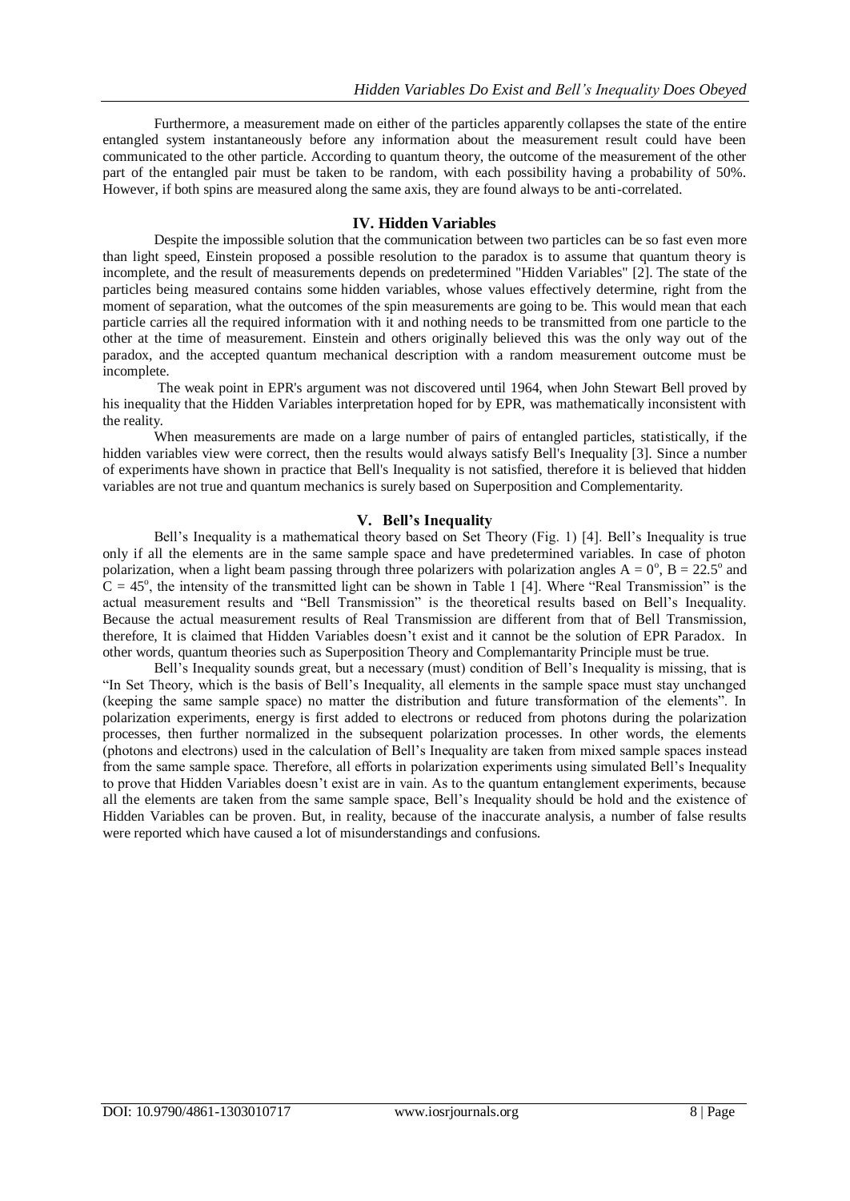Furthermore, a measurement made on either of the particles apparently collapses the state of the entire entangled system instantaneously before any information about the measurement result could have been communicated to the other particle. According to quantum theory, the outcome of the measurement of the other part of the entangled pair must be taken to be random, with each possibility having a probability of 50%. However, if both spins are measured along the same axis, they are found always to be anti-correlated.

## IV. Hidden Variables

Despite the impossible solution that the communication between two particles can be so fast even more than light speed, Einstein proposed a possible resolution to the paradox is to assume that quantum theory is incomplete, and the result of measurements depends on predetermined "Hidden Variables" [2]. The state of the particles being measured contains some hidden variables, whose values effectively determine, right from the moment of separation, what the outcomes of the spin measurements are going to be. This would mean that each particle carries all the required information with it and nothing needs to be transmitted from one particle to the other at the time of measurement. Einstein and others originally believed this was the only way out of the paradox, and the accepted quantum mechanical description with a random measurement outcome must be incomplete.

The weak point in EPR's argument was not discovered until 1964, when John Stewart Bell proved by his inequality that the Hidden Variables interpretation hoped for by EPR, was mathematically inconsistent with the reality.

When measurements are made on a large number of pairs of entangled particles, statistically, if the hidden variables view were correct, then the results would always satisfy Bell's Inequality [3]. Since a number of experiments have shown in practice that Bell's Inequality is not satisfied, therefore it is believed that hidden variables are not true and quantum mechanics is surely based on Superposition and Complementarity.

## V. Bell's Inequality

Bell's Inequality is a mathematical theory based on Set Theory (Fig. 1) [4]. Bell's Inequality is true only if all the elements are in the same sample space and have predetermined variables. In case of photon polarization, when a light beam passing through three polarizers with polarization angles $A = 0^o$, $B = 22.5^o$ and $C = 45^o$, the intensity of the transmitted light can be shown in Table 1 [4]. Where "Real Transmission" is the actual measurement results and "Bell Transmission" is the theoretical results based on Bell's Inequality. Because the actual measurement results of Real Transmission are different from that of Bell Transmission, therefore, It is claimed that Hidden Variables doesn't exist and it cannot be the solution of EPR Paradox. In other words, quantum theories such as Superposition Theory and Complemantarity Principle must be true.

Bell's Inequality sounds great, but a necessary (must) condition of Bell's Inequality is missing, that is "In Set Theory, which is the basis of Bell's Inequality, all elements in the sample space must stay unchanged (keeping the same sample space) no matter the distribution and future transformation of the elements". In polarization experiments, energy is first added to electrons or reduced from photons during the polarization processes, then further normalized in the subsequent polarization processes. In other words, the elements (photons and electrons) used in the calculation of Bell's Inequality are taken from mixed sample spaces instead from the same sample space. Therefore, all efforts in polarization experiments using simulated Bell's Inequality to prove that Hidden Variables doesn't exist are in vain. As to the quantum entanglement experiments, because all the elements are taken from the same sample space, Bell's Inequality should be hold and the existence of Hidden Variables can be proven. But, in reality, because of the inaccurate analysis, a number of false results were reported which have caused a lot of misunderstandings and confusions.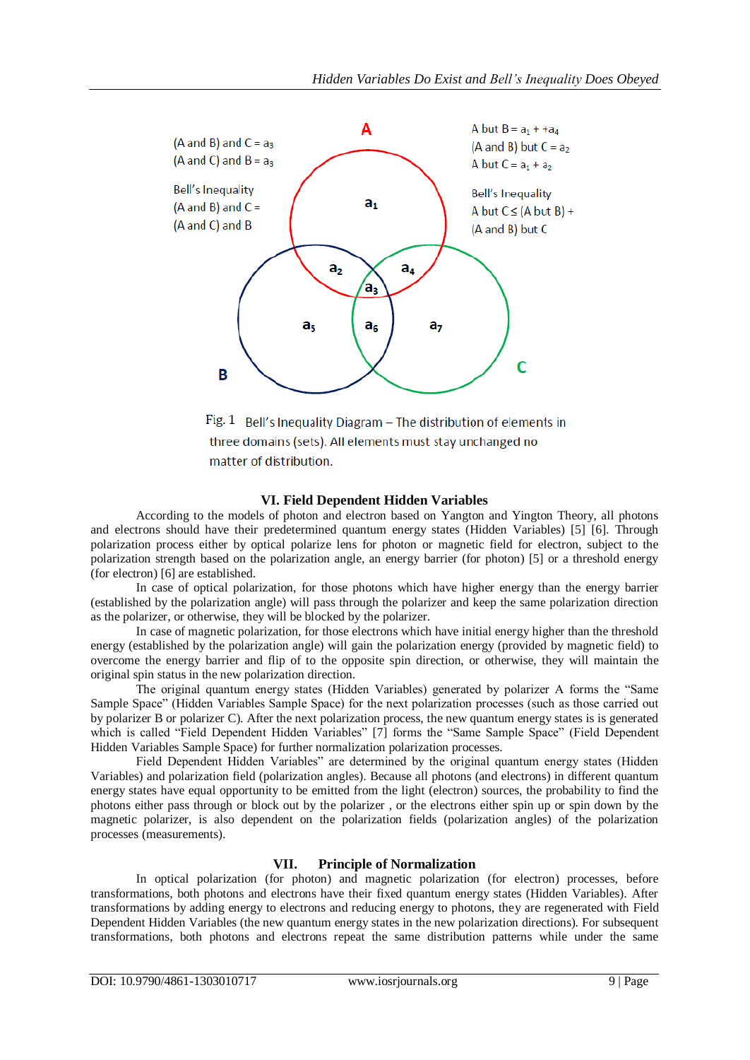(A and B) and C = $a_3$
(A and C) and B = $a_3$

Bell's Inequality
(A and B) and C =
(A and C) and B

A but B = $a_1$ + +$a_4$
(A and B) but C = $a_2$
A but C = $a_1$ + $a_2$

Bell's Inequality
A but C ≤ (A but B) +
(A and B) but C

Fig. 1 Bell's Inequality Diagram – The distribution of elements in three domains (sets). All elements must stay unchanged no matter of distribution.

## VI. Field Dependent Hidden Variables

According to the models of photon and electron based on Yangton and Yington Theory, all photons and electrons should have their predetermined quantum energy states (Hidden Variables) [5] [6]. Through polarization process either by optical polarize lens for photon or magnetic field for electron, subject to the polarization strength based on the polarization angle, an energy barrier (for photon) [5] or a threshold energy (for electron) [6] are established.

In case of optical polarization, for those photons which have higher energy than the energy barrier (established by the polarization angle) will pass through the polarizer and keep the same polarization direction as the polarizer, or otherwise, they will be blocked by the polarizer.

In case of magnetic polarization, for those electrons which have initial energy higher than the threshold energy (established by the polarization angle) will gain the polarization energy (provided by magnetic field) to overcome the energy barrier and flip of to the opposite spin direction, or otherwise, they will maintain the original spin status in the new polarization direction.

The original quantum energy states (Hidden Variables) generated by polarizer A forms the "Same Sample Space" (Hidden Variables Sample Space) for the next polarization processes (such as those carried out by polarizer B or polarizer C). After the next polarization process, the new quantum energy states is is generated which is called "Field Dependent Hidden Variables" [7] forms the "Same Sample Space" (Field Dependent Hidden Variables Sample Space) for further normalization polarization processes.

Field Dependent Hidden Variables" are determined by the original quantum energy states (Hidden Variables) and polarization field (polarization angles). Because all photons (and electrons) in different quantum energy states have their equal opportunity to be emitted from the light (electron) sources, the probability to find the photons either pass through or block out by the polarizer , or the electrons either spin up or spin down by the magnetic polarizer, is also dependent on the polarization fields (polarization angles) of the polarization processes (measurements).

## VII. Principle of Normalization

In optical polarization (for photon) and magnetic polarization (for electron) processes, before transformations, both photons and electrons have their fixed quantum energy states (Hidden Variables). After transformations by adding energy to electrons and reducing energy to photons, they are regenerated with Field Dependent Hidden Variables (the new quantum energy states in the new polarization directions). For subsequent transformations, both photons and electrons repeat the same distribution patterns while under the same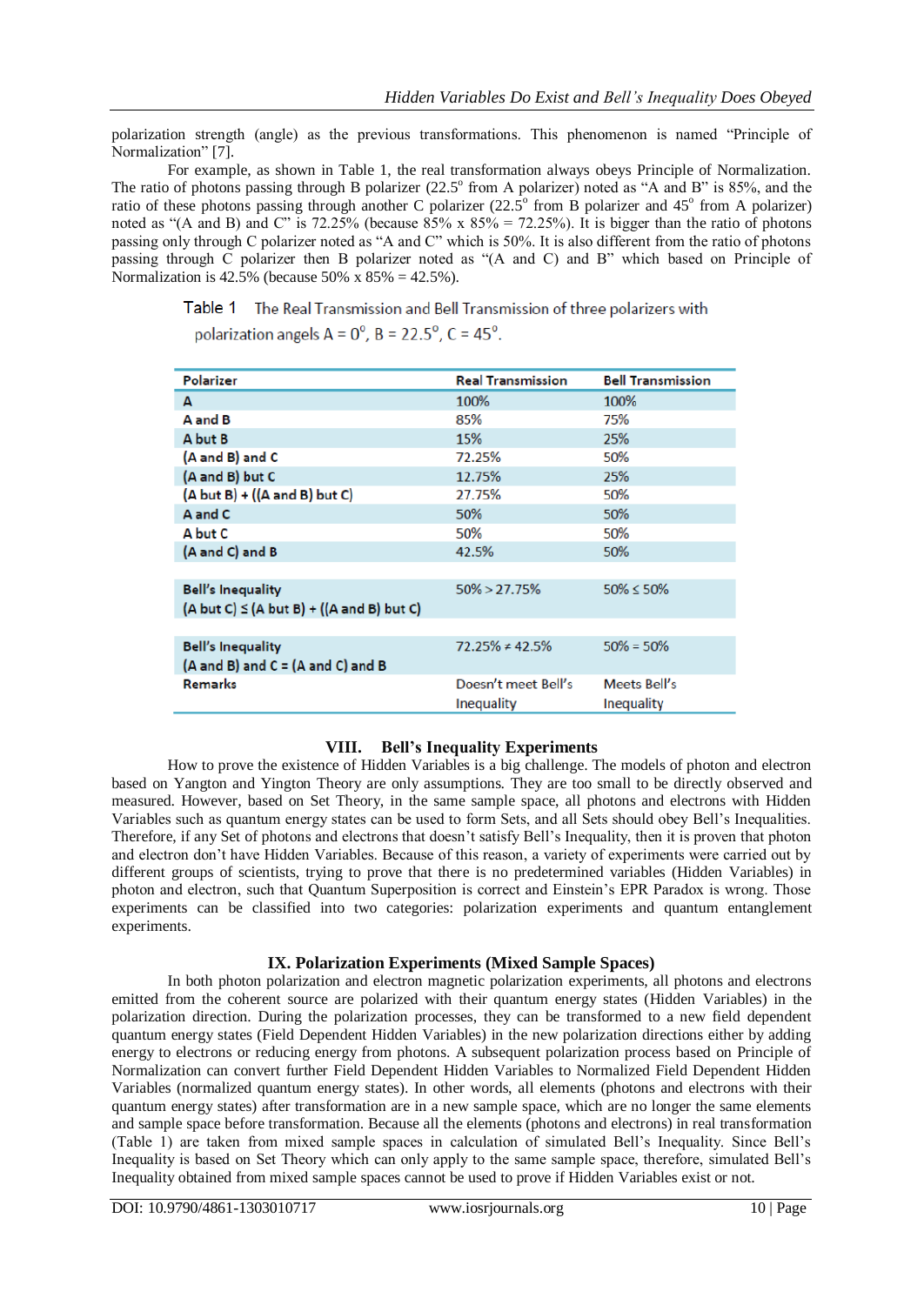polarization strength (angle) as the previous transformations. This phenomenon is named "Principle of Normalization" [7].

For example, as shown in Table 1, the real transformation always obeys Principle of Normalization. The ratio of photons passing through B polarizer (22.5° from A polarizer) noted as "A and B" is 85%, and the ratio of these photons passing through another C polarizer (22.5° from B polarizer and 45° from A polarizer) noted as "(A and B) and C" is 72.25% (because 85% x 85% = 72.25%). It is bigger than the ratio of photons passing only through C polarizer noted as "A and C" which is 50%. It is also different from the ratio of photons passing through C polarizer then B polarizer noted as "(A and C) and B" which based on Principle of Normalization is 42.5% (because 50% x 85% = 42.5%).

Table 1 The Real Transmission and Bell Transmission of three polarizers with polarization angels A = 0°, B = 22.5°, C = 45°.

| Polarizer | Real Transmission | Bell Transmission |
|---|---|---|
| A | 100% | 100% |
| A and B | 85% | 75% |
| A but B | 15% | 25% |
| (A and B) and C | 72.25% | 50% |
| (A and B) but C | 12.75% | 25% |
| (A but B) + ((A and B) but C) | 27.75% | 50% |
| A and C | 50% | 50% |
| A but C | 50% | 50% |
| (A and C) and B | 42.5% | 50% |
| Bell's Inequality (A but C) ≤ (A but B) + ((A and B) but C) | 50% > 27.75% | 50% ≤ 50% |
| Bell's Inequality (A and B) and C = (A and C) and B | 72.25% ≠ 42.5% | 50% = 50% |
| Remarks | Doesn't meet Bell's Inequality | Meets Bell's Inequality |

## VIII. Bell's Inequality Experiments

How to prove the existence of Hidden Variables is a big challenge. The models of photon and electron based on Yangton and Yington Theory are only assumptions. They are too small to be directly observed and measured. However, based on Set Theory, in the same sample space, all photons and electrons with Hidden Variables such as quantum energy states can be used to form Sets, and all Sets should obey Bell's Inequalities. Therefore, if any Set of photons and electrons that doesn't satisfy Bell's Inequality, then it is proven that photon and electron don't have Hidden Variables. Because of this reason, a variety of experiments were carried out by different groups of scientists, trying to prove that there is no predetermined variables (Hidden Variables) in photon and electron, such that Quantum Superposition is correct and Einstein's EPR Paradox is wrong. Those experiments can be classified into two categories: polarization experiments and quantum entanglement experiments.

## IX. Polarization Experiments (Mixed Sample Spaces)

In both photon polarization and electron magnetic polarization experiments, all photons and electrons emitted from the coherent source are polarized with their quantum energy states (Hidden Variables) in the polarization direction. During the polarization processes, they can be transformed to a new field dependent quantum energy states (Field Dependent Hidden Variables) in the new polarization directions either by adding energy to electrons or reducing energy from photons. A subsequent polarization process based on Principle of Normalization can convert further Field Dependent Hidden Variables to Normalized Field Dependent Hidden Variables (normalized quantum energy states). In other words, all elements (photons and electrons with their quantum energy states) after transformation are in a new sample space, which are no longer the same elements and sample space before transformation. Because all the elements (photons and electrons) in real transformation (Table 1) are taken from mixed sample spaces in calculation of simulated Bell's Inequality. Since Bell's Inequality is based on Set Theory which can only apply to the same sample space, therefore, simulated Bell's Inequality obtained from mixed sample spaces cannot be used to prove if Hidden Variables exist or not.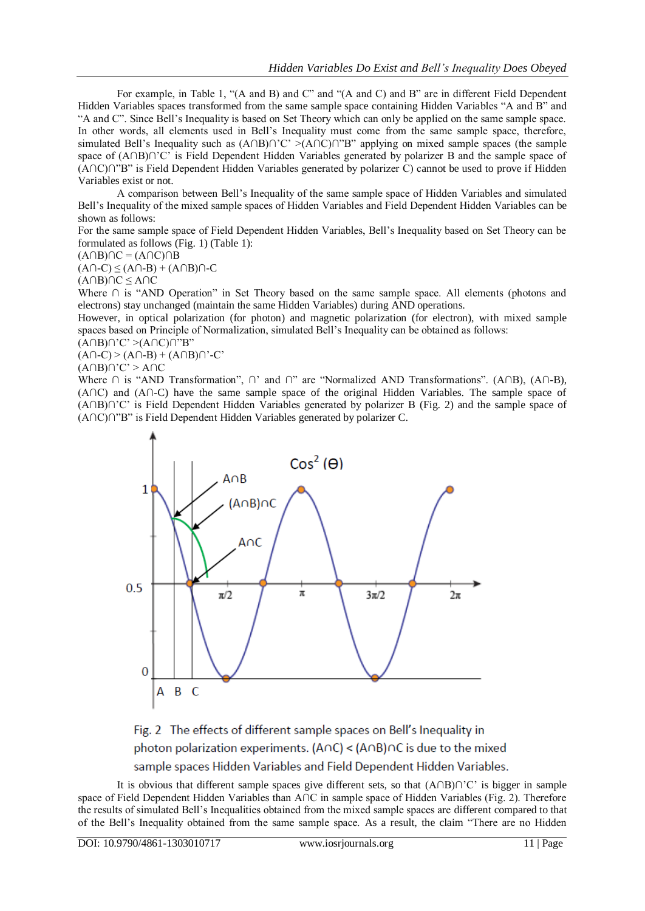For example, in Table 1, "(A and B) and C" and "(A and C) and B" are in different Field Dependent Hidden Variables spaces transformed from the same sample space containing Hidden Variables "A and B" and "A and C". Since Bell's Inequality is based on Set Theory which can only be applied on the same sample space. In other words, all elements used in Bell's Inequality must come from the same sample space, therefore, simulated Bell's Inequality such as (A∩B)∩'C' >(A∩C)∩"B" applying on mixed sample spaces (the sample space of (A∩B)∩'C' is Field Dependent Hidden Variables generated by polarizer B and the sample space of (A∩C)∩"B" is Field Dependent Hidden Variables generated by polarizer C) cannot be used to prove if Hidden Variables exist or not.

A comparison between Bell's Inequality of the same sample space of Hidden Variables and simulated Bell's Inequality of the mixed sample spaces of Hidden Variables and Field Dependent Hidden Variables can be shown as follows:

For the same sample space of Field Dependent Hidden Variables, Bell's Inequality based on Set Theory can be formulated as follows (Fig. 1) (Table 1):

(A∩B)∩C = (A∩C)∩B

(A∩-C) ≤ (A∩-B) + (A∩B)∩-C

(A∩B)∩C ≤ A∩C

Where ∩ is "AND Operation" in Set Theory based on the same sample space. All elements (photons and electrons) stay unchanged (maintain the same Hidden Variables) during AND operations.

However, in optical polarization (for photon) and magnetic polarization (for electron), with mixed sample spaces based on Principle of Normalization, simulated Bell's Inequality can be obtained as follows:

(A∩B)∩'C' >(A∩C)∩"B"

(A∩-C) > (A∩-B) + (A∩B)∩'-C'

(A∩B)∩'C' > A∩C

Where ∩ is "AND Transformation", ∩' and ∩" are "Normalized AND Transformations". (A∩B), (A∩-B), (A∩C) and (A∩-C) have the same sample space of the original Hidden Variables. The sample space of (A∩B)∩'C' is Field Dependent Hidden Variables generated by polarizer B (Fig. 2) and the sample space of (A∩C)∩"B" is Field Dependent Hidden Variables generated by polarizer C.

Fig. 2 The effects of different sample spaces on Bell's Inequality in photon polarization experiments. (A∩C) < (A∩B)∩C is due to the mixed sample spaces Hidden Variables and Field Dependent Hidden Variables.

It is obvious that different sample spaces give different sets, so that (A∩B)∩'C' is bigger in sample space of Field Dependent Hidden Variables than A∩C in sample space of Hidden Variables (Fig. 2). Therefore the results of simulated Bell's Inequalities obtained from the mixed sample spaces are different compared to that of the Bell's Inequality obtained from the same sample space. As a result, the claim "There are no Hidden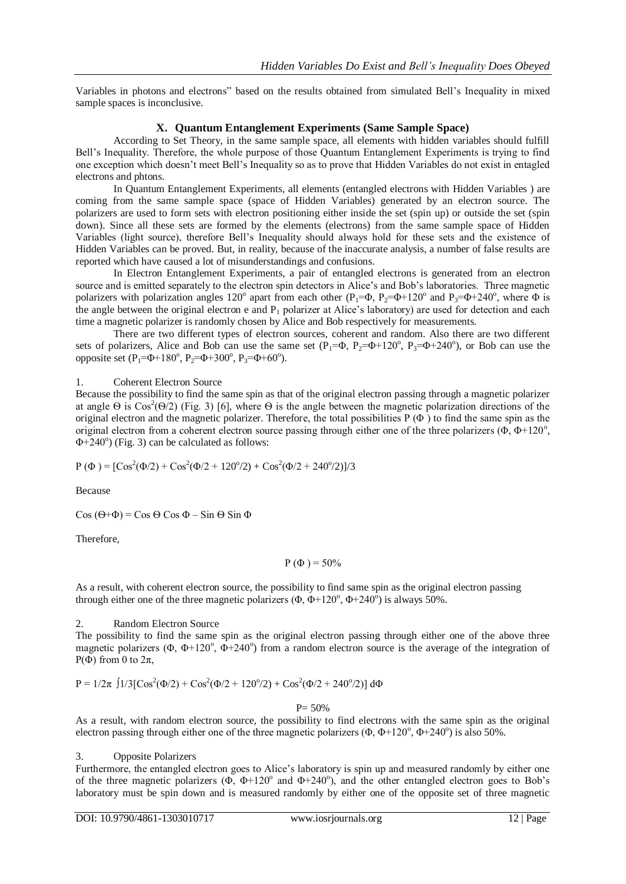Variables in photons and electrons" based on the results obtained from simulated Bell's Inequality in mixed sample spaces is inconclusive.

## X. Quantum Entanglement Experiments (Same Sample Space)

According to Set Theory, in the same sample space, all elements with hidden variables should fulfill Bell's Inequality. Therefore, the whole purpose of those Quantum Entanglement Experiments is trying to find one exception which doesn't meet Bell's Inequality so as to prove that Hidden Variables do not exist in entagled electrons and phtons.

In Quantum Entanglement Experiments, all elements (entangled electrons with Hidden Variables ) are coming from the same sample space (space of Hidden Variables) generated by an electron source. The polarizers are used to form sets with electron positioning either inside the set (spin up) or outside the set (spin down). Since all these sets are formed by the elements (electrons) from the same sample space of Hidden Variables (light source), therefore Bell's Inequality should always hold for these sets and the existence of Hidden Variables can be proved. But, in reality, because of the inaccurate analysis, a number of false results are reported which have caused a lot of misunderstandings and confusions.

In Electron Entanglement Experiments, a pair of entangled electrons is generated from an electron source and is emitted separately to the electron spin detectors in Alice's and Bob's laboratories. Three magnetic polarizers with polarization angles $120^o$ apart from each other ($P_1=\Phi$, $P_2=\Phi+120^o$ and $P_3=\Phi+240^o$, where $\Phi$ is the angle between the original electron e and $P_1$ polarizer at Alice's laboratory) are used for detection and each time a magnetic polarizer is randomly chosen by Alice and Bob respectively for measurements.

There are two different types of electron sources, coherent and random. Also there are two different sets of polarizers, Alice and Bob can use the same set ($P_1=\Phi$, $P_2=\Phi+120^o$, $P_3=\Phi+240^o$), or Bob can use the opposite set ($P_1=\Phi+180^o$, $P_2=\Phi+300^o$, $P_3=\Phi+60^o$).

1. Coherent Electron Source

Because the possibility to find the same spin as that of the original electron passing through a magnetic polarizer at angle $\Theta$ is $\text{Cos}^2(\Theta/2)$ (Fig. 3) [6], where $\Theta$ is the angle between the magnetic polarization directions of the original electron and the magnetic polarizer. Therefore, the total possibilities $P(\Phi)$ to find the same spin as the original electron from a coherent electron source passing through either one of the three polarizers ($\Phi$, $\Phi+120^o$, $\Phi+240^o$) (Fig. 3) can be calculated as follows:

$$P(\Phi) = [\text{Cos}^2(\Phi/2) + \text{Cos}^2(\Phi/2 + 120^o/2) + \text{Cos}^2(\Phi/2 + 240^o/2)]/3$$

Because

$$\text{Cos}(\Theta+\Phi) = \text{Cos}\,\Theta\,\text{Cos}\,\Phi - \text{Sin}\,\Theta\,\text{Sin}\,\Phi$$

Therefore,

$$P(\Phi) = 50\%$$

As a result, with coherent electron source, the possibility to find same spin as the original electron passing through either one of the three magnetic polarizers ($\Phi$, $\Phi+120^o$, $\Phi+240^o$) is always 50%.

2. Random Electron Source

The possibility to find the same spin as the original electron passing through either one of the above three magnetic polarizers ($\Phi$, $\Phi+120^o$, $\Phi+240^o$) from a random electron source is the average of the integration of $P(\Phi)$ from 0 to $2\pi$,

$$P = 1/2\pi \int 1/3[\text{Cos}^2(\Phi/2) + \text{Cos}^2(\Phi/2 + 120^o/2) + \text{Cos}^2(\Phi/2 + 240^o/2)]\, d\Phi$$

$$P = 50\%$$

As a result, with random electron source, the possibility to find electrons with the same spin as the original electron passing through either one of the three magnetic polarizers ($\Phi$, $\Phi+120^o$, $\Phi+240^o$) is also 50%.

3. Opposite Polarizers

Furthermore, the entangled electron goes to Alice's laboratory is spin up and measured randomly by either one of the three magnetic polarizers ($\Phi$, $\Phi+120^o$ and $\Phi+240^o$), and the other entangled electron goes to Bob's laboratory must be spin down and is measured randomly by either one of the opposite set of three magnetic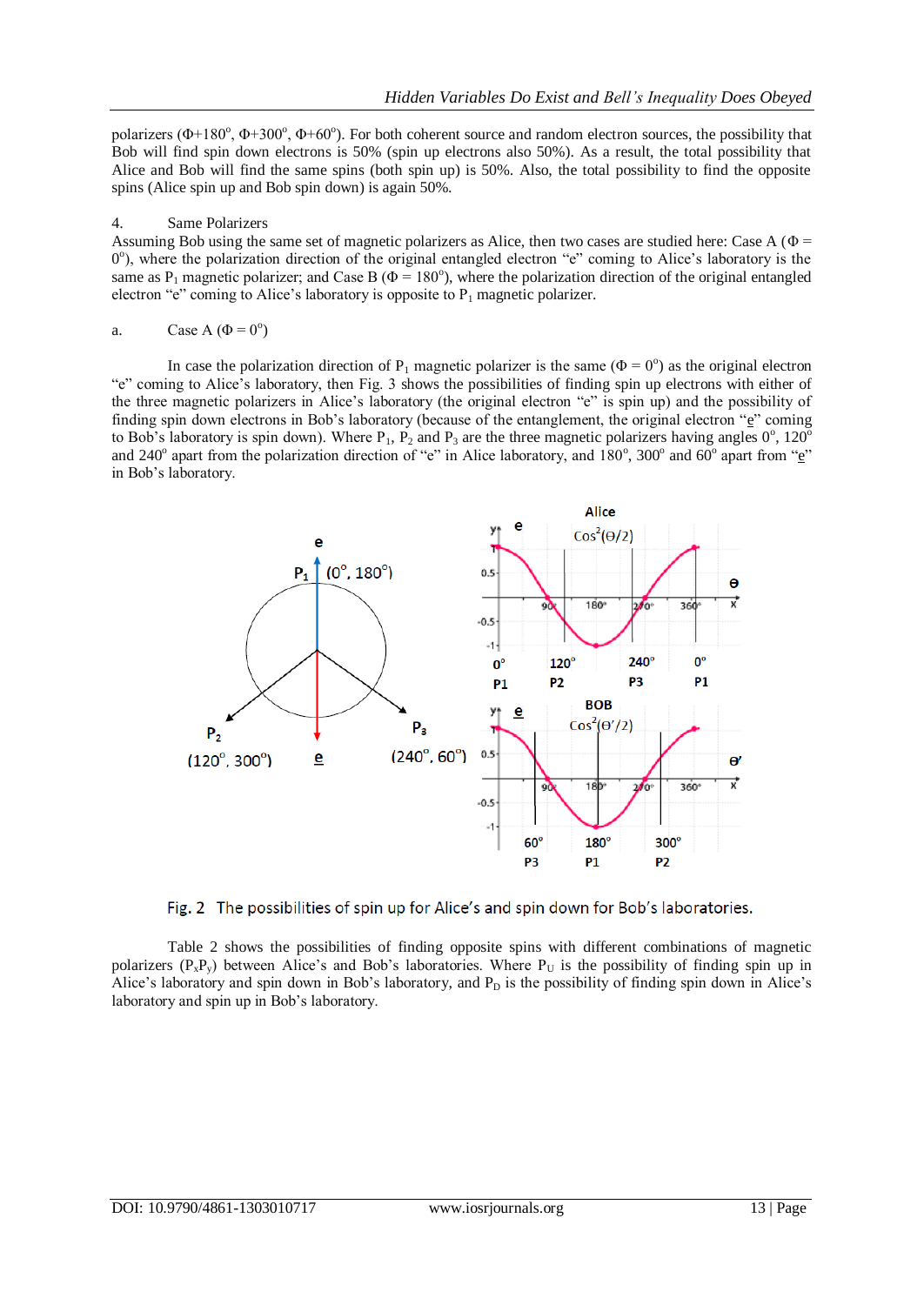polarizers ($\Phi$+180°, $\Phi$+300°, $\Phi$+60°). For both coherent source and random electron sources, the possibility that Bob will find spin down electrons is 50% (spin up electrons also 50%). As a result, the total possibility that Alice and Bob will find the same spins (both spin up) is 50%. Also, the total possibility to find the opposite spins (Alice spin up and Bob spin down) is again 50%.

4. Same Polarizers

Assuming Bob using the same set of magnetic polarizers as Alice, then two cases are studied here: Case A ($\Phi$ = 0°), where the polarization direction of the original entangled electron "e" coming to Alice's laboratory is the same as $P_1$ magnetic polarizer; and Case B ($\Phi$ = 180°), where the polarization direction of the original entangled electron "e" coming to Alice's laboratory is opposite to $P_1$ magnetic polarizer.

a. Case A ($\Phi$ = 0°)

In case the polarization direction of $P_1$ magnetic polarizer is the same ($\Phi$ = 0°) as the original electron "e" coming to Alice's laboratory, then Fig. 3 shows the possibilities of finding spin up electrons with either of the three magnetic polarizers in Alice's laboratory (the original electron "e" is spin up) and the possibility of finding spin down electrons in Bob's laboratory (because of the entanglement, the original electron "e" coming to Bob's laboratory is spin down). Where $P_1$, $P_2$ and $P_3$ are the three magnetic polarizers having angles 0°, 120° and 240° apart from the polarization direction of "e" in Alice laboratory, and 180°, 300° and 60° apart from "e" in Bob's laboratory.

Fig. 2 The possibilities of spin up for Alice's and spin down for Bob's laboratories.

Table 2 shows the possibilities of finding opposite spins with different combinations of magnetic polarizers ($P_xP_y$) between Alice's and Bob's laboratories. Where $P_U$ is the possibility of finding spin up in Alice's laboratory and spin down in Bob's laboratory, and $P_D$ is the possibility of finding spin down in Alice's laboratory and spin up in Bob's laboratory.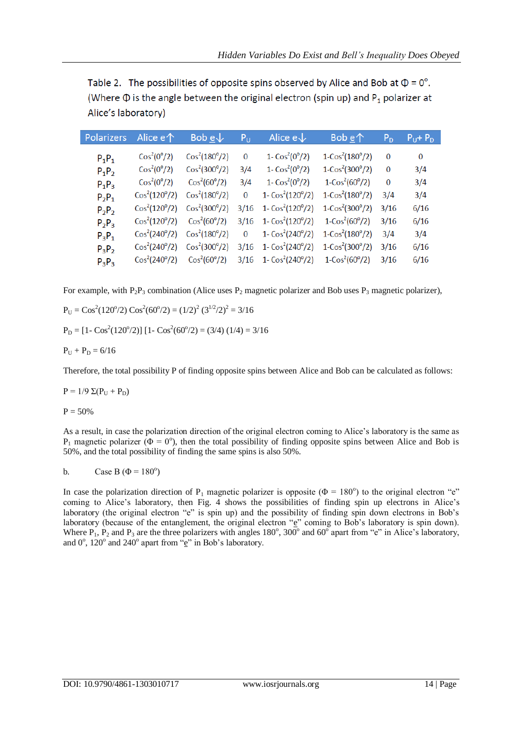Table 2. The possibilities of opposite spins observed by Alice and Bob at $\Phi = 0^o$. (Where $\Phi$ is the angle between the original electron (spin up) and $P_1$ polarizer at Alice's laboratory)

| Polarizers | Alice e↑ | Bob $\underline{e}$↓ | $P_U$ | Alice e↓ | Bob $\underline{e}$↑ | $P_D$ | $P_U + P_D$ |
|---|---|---|---|---|---|---|---|
| $P_1P_1$ | $Cos^2(0^o/2)$ | $Cos^2(180^o/2)$ | 0 | $1- Cos^2(0^o/2)$ | $1-Cos^2(180^o/2)$ | 0 | 0 |
| $P_1P_2$ | $Cos^2(0^o/2)$ | $Cos^2(300^o/2)$ | 3/4 | $1- Cos^2(0^o/2)$ | $1-Cos^2(300^o/2)$ | 0 | 3/4 |
| $P_1P_3$ | $Cos^2(0^o/2)$ | $Cos^2(60^o/2)$ | 3/4 | $1- Cos^2(0^o/2)$ | $1-Cos^2(60^o/2)$ | 0 | 3/4 |
| $P_2P_1$ | $Cos^2(120^o/2)$ | $Cos^2(180^o/2)$ | 0 | $1- Cos^2(120^o/2)$ | $1-Cos^2(180^o/2)$ | 3/4 | 3/4 |
| $P_2P_2$ | $Cos^2(120^o/2)$ | $Cos^2(300^o/2)$ | 3/16 | $1- Cos^2(120^o/2)$ | $1-Cos^2(300^o/2)$ | 3/16 | 6/16 |
| $P_2P_3$ | $Cos^2(120^o/2)$ | $Cos^2(60^o/2)$ | 3/16 | $1- Cos^2(120^o/2)$ | $1-Cos^2(60^o/2)$ | 3/16 | 6/16 |
| $P_3P_1$ | $Cos^2(240^o/2)$ | $Cos^2(180^o/2)$ | 0 | $1- Cos^2(240^o/2)$ | $1-Cos^2(180^o/2)$ | 3/4 | 3/4 |
| $P_3P_2$ | $Cos^2(240^o/2)$ | $Cos^2(300^o/2)$ | 3/16 | $1- Cos^2(240^o/2)$ | $1-Cos^2(300^o/2)$ | 3/16 | 6/16 |
| $P_3P_3$ | $Cos^2(240^o/2)$ | $Cos^2(60^o/2)$ | 3/16 | $1- Cos^2(240^o/2)$ | $1-Cos^2(60^o/2)$ | 3/16 | 6/16 |

For example, with $P_2P_3$ combination (Alice uses $P_2$ magnetic polarizer and Bob uses $P_3$ magnetic polarizer),

$P_U = Cos^2(120^o/2)\, Cos^2(60^o/2) = (1/2)^2\, (3^{1/2}/2)^2 = 3/16$

$P_D = [1- Cos^2(120^o/2)]\, [1- Cos^2(60^o/2) = (3/4)\, (1/4) = 3/16$

$P_U + P_D = 6/16$

Therefore, the total possibility P of finding opposite spins between Alice and Bob can be calculated as follows:

$P = 1/9\, \Sigma(P_U + P_D)$

$P = 50\%$

As a result, in case the polarization direction of the original electron coming to Alice's laboratory is the same as $P_1$ magnetic polarizer ($\Phi = 0^o$), then the total possibility of finding opposite spins between Alice and Bob is 50%, and the total possibility of finding the same spins is also 50%.

b. Case B ($\Phi = 180^o$)

In case the polarization direction of $P_1$ magnetic polarizer is opposite ($\Phi = 180^o$) to the original electron "e" coming to Alice's laboratory, then Fig. 4 shows the possibilities of finding spin up electrons in Alice's laboratory (the original electron "e" is spin up) and the possibility of finding spin down electrons in Bob's laboratory (because of the entanglement, the original electron "$\underline{e}$" coming to Bob's laboratory is spin down). Where $P_1$, $P_2$ and $P_3$ are the three polarizers with angles $180^o$, $300^o$ and $60^o$ apart from "e" in Alice's laboratory, and $0^o$, $120^o$ and $240^o$ apart from "$\underline{e}$" in Bob's laboratory.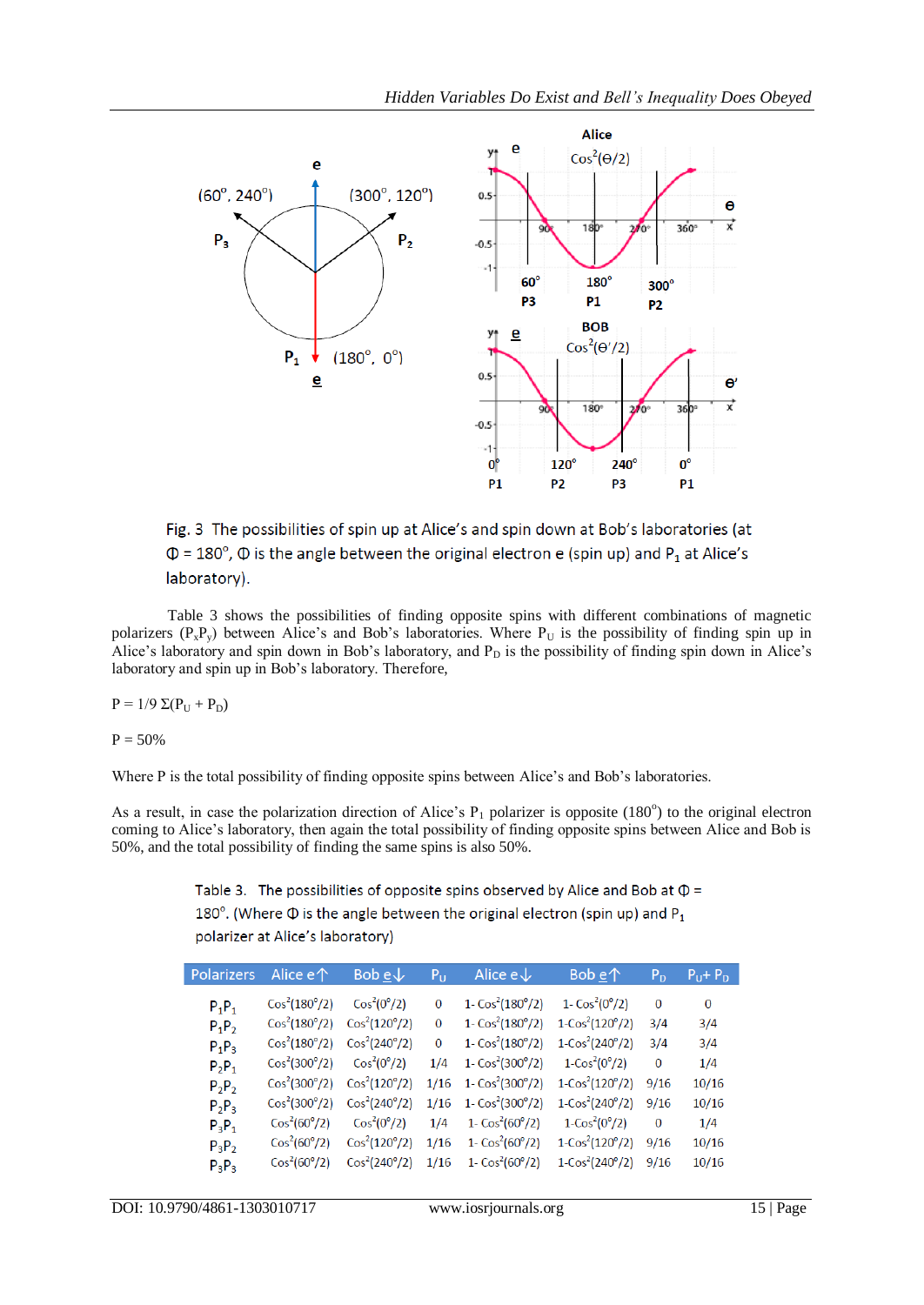Fig. 3 The possibilities of spin up at Alice's and spin down at Bob's laboratories (at $\Phi = 180^\circ$, $\Phi$ is the angle between the original electron e (spin up) and $P_1$ at Alice's laboratory).

Table 3 shows the possibilities of finding opposite spins with different combinations of magnetic polarizers ($P_xP_y$) between Alice's and Bob's laboratories. Where $P_U$ is the possibility of finding spin up in Alice's laboratory and spin down in Bob's laboratory, and $P_D$ is the possibility of finding spin down in Alice's laboratory and spin up in Bob's laboratory. Therefore,

$$P = 1/9\ \Sigma(P_U + P_D)$$

$$P = 50\%$$

Where P is the total possibility of finding opposite spins between Alice's and Bob's laboratories.

As a result, in case the polarization direction of Alice's $P_1$ polarizer is opposite ($180^\circ$) to the original electron coming to Alice's laboratory, then again the total possibility of finding opposite spins between Alice and Bob is 50%, and the total possibility of finding the same spins is also 50%.

Table 3. The possibilities of opposite spins observed by Alice and Bob at $\Phi = 180^\circ$. (Where $\Phi$ is the angle between the original electron (spin up) and $P_1$ polarizer at Alice's laboratory)

| Polarizers | Alice e↑ | Bob e↓ | $P_U$ | Alice e↓ | Bob e↑ | $P_D$ | $P_U + P_D$ |
|---|---|---|---|---|---|---|---|
| $P_1P_1$ | $\cos^2(180^\circ/2)$ | $\cos^2(0^\circ/2)$ | 0 | $1-\cos^2(180^\circ/2)$ | $1-\cos^2(0^\circ/2)$ | 0 | 0 |
| $P_1P_2$ | $\cos^2(180^\circ/2)$ | $\cos^2(120^\circ/2)$ | 0 | $1-\cos^2(180^\circ/2)$ | $1-\cos^2(120^\circ/2)$ | 3/4 | 3/4 |
| $P_1P_3$ | $\cos^2(180^\circ/2)$ | $\cos^2(240^\circ/2)$ | 0 | $1-\cos^2(180^\circ/2)$ | $1-\cos^2(240^\circ/2)$ | 3/4 | 3/4 |
| $P_2P_1$ | $\cos^2(300^\circ/2)$ | $\cos^2(0^\circ/2)$ | 1/4 | $1-\cos^2(300^\circ/2)$ | $1-\cos^2(0^\circ/2)$ | 0 | 1/4 |
| $P_2P_2$ | $\cos^2(300^\circ/2)$ | $\cos^2(120^\circ/2)$ | 1/16 | $1-\cos^2(300^\circ/2)$ | $1-\cos^2(120^\circ/2)$ | 9/16 | 10/16 |
| $P_2P_3$ | $\cos^2(300^\circ/2)$ | $\cos^2(240^\circ/2)$ | 1/16 | $1-\cos^2(300^\circ/2)$ | $1-\cos^2(240^\circ/2)$ | 9/16 | 10/16 |
| $P_3P_1$ | $\cos^2(60^\circ/2)$ | $\cos^2(0^\circ/2)$ | 1/4 | $1-\cos^2(60^\circ/2)$ | $1-\cos^2(0^\circ/2)$ | 0 | 1/4 |
| $P_3P_2$ | $\cos^2(60^\circ/2)$ | $\cos^2(120^\circ/2)$ | 1/16 | $1-\cos^2(60^\circ/2)$ | $1-\cos^2(120^\circ/2)$ | 9/16 | 10/16 |
| $P_3P_3$ | $\cos^2(60^\circ/2)$ | $\cos^2(240^\circ/2)$ | 1/16 | $1-\cos^2(60^\circ/2)$ | $1-\cos^2(240^\circ/2)$ | 9/16 | 10/16 |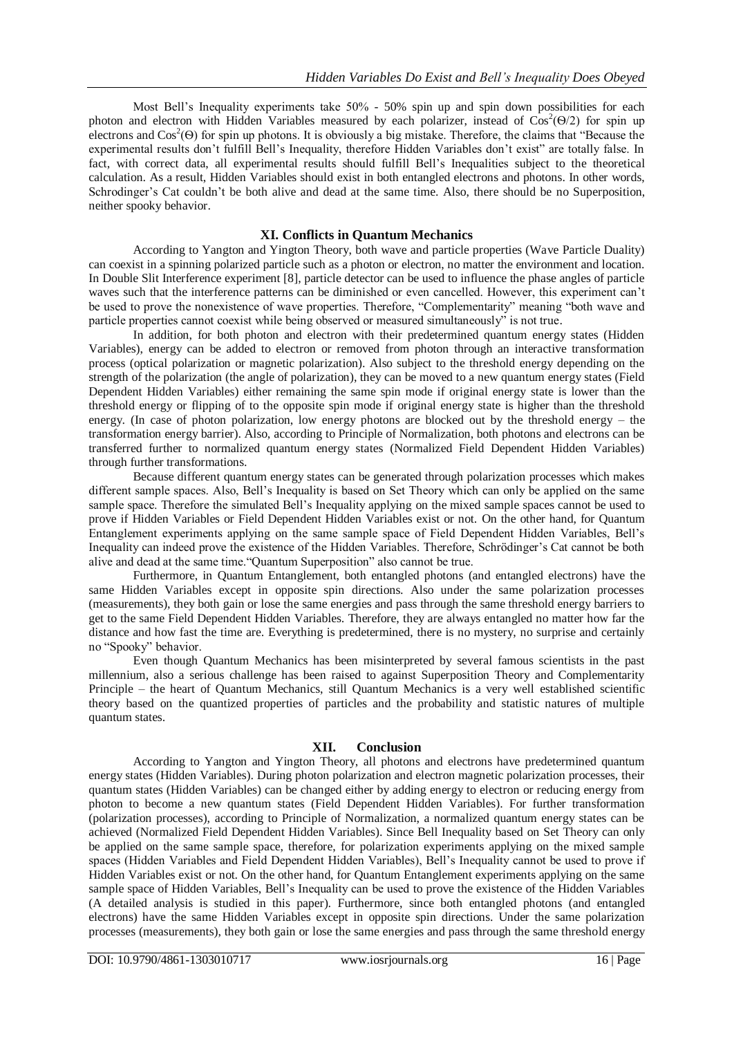Most Bell's Inequality experiments take 50% - 50% spin up and spin down possibilities for each photon and electron with Hidden Variables measured by each polarizer, instead of $\cos^2(\Theta/2)$ for spin up electrons and $\cos^2(\Theta)$ for spin up photons. It is obviously a big mistake. Therefore, the claims that "Because the experimental results don't fulfill Bell's Inequality, therefore Hidden Variables don't exist" are totally false. In fact, with correct data, all experimental results should fulfill Bell's Inequalities subject to the theoretical calculation. As a result, Hidden Variables should exist in both entangled electrons and photons. In other words, Schrodinger's Cat couldn't be both alive and dead at the same time. Also, there should be no Superposition, neither spooky behavior.

## XI. Conflicts in Quantum Mechanics

According to Yangton and Yington Theory, both wave and particle properties (Wave Particle Duality) can coexist in a spinning polarized particle such as a photon or electron, no matter the environment and location. In Double Slit Interference experiment [8], particle detector can be used to influence the phase angles of particle waves such that the interference patterns can be diminished or even cancelled. However, this experiment can't be used to prove the nonexistence of wave properties. Therefore, "Complementarity" meaning "both wave and particle properties cannot coexist while being observed or measured simultaneously" is not true.

In addition, for both photon and electron with their predetermined quantum energy states (Hidden Variables), energy can be added to electron or removed from photon through an interactive transformation process (optical polarization or magnetic polarization). Also subject to the threshold energy depending on the strength of the polarization (the angle of polarization), they can be moved to a new quantum energy states (Field Dependent Hidden Variables) either remaining the same spin mode if original energy state is lower than the threshold energy or flipping of to the opposite spin mode if original energy state is higher than the threshold energy. (In case of photon polarization, low energy photons are blocked out by the threshold energy – the transformation energy barrier). Also, according to Principle of Normalization, both photons and electrons can be transferred further to normalized quantum energy states (Normalized Field Dependent Hidden Variables) through further transformations.

Because different quantum energy states can be generated through polarization processes which makes different sample spaces. Also, Bell's Inequality is based on Set Theory which can only be applied on the same sample space. Therefore the simulated Bell's Inequality applying on the mixed sample spaces cannot be used to prove if Hidden Variables or Field Dependent Hidden Variables exist or not. On the other hand, for Quantum Entanglement experiments applying on the same sample space of Field Dependent Hidden Variables, Bell's Inequality can indeed prove the existence of the Hidden Variables. Therefore, Schrödinger's Cat cannot be both alive and dead at the same time."Quantum Superposition" also cannot be true.

Furthermore, in Quantum Entanglement, both entangled photons (and entangled electrons) have the same Hidden Variables except in opposite spin directions. Also under the same polarization processes (measurements), they both gain or lose the same energies and pass through the same threshold energy barriers to get to the same Field Dependent Hidden Variables. Therefore, they are always entangled no matter how far the distance and how fast the time are. Everything is predetermined, there is no mystery, no surprise and certainly no "Spooky" behavior.

Even though Quantum Mechanics has been misinterpreted by several famous scientists in the past millennium, also a serious challenge has been raised to against Superposition Theory and Complementarity Principle – the heart of Quantum Mechanics, still Quantum Mechanics is a very well established scientific theory based on the quantized properties of particles and the probability and statistic natures of multiple quantum states.

## XII. Conclusion

According to Yangton and Yington Theory, all photons and electrons have predetermined quantum energy states (Hidden Variables). During photon polarization and electron magnetic polarization processes, their quantum states (Hidden Variables) can be changed either by adding energy to electron or reducing energy from photon to become a new quantum states (Field Dependent Hidden Variables). For further transformation (polarization processes), according to Principle of Normalization, a normalized quantum energy states can be achieved (Normalized Field Dependent Hidden Variables). Since Bell Inequality based on Set Theory can only be applied on the same sample space, therefore, for polarization experiments applying on the mixed sample spaces (Hidden Variables and Field Dependent Hidden Variables), Bell's Inequality cannot be used to prove if Hidden Variables exist or not. On the other hand, for Quantum Entanglement experiments applying on the same sample space of Hidden Variables, Bell's Inequality can be used to prove the existence of the Hidden Variables (A detailed analysis is studied in this paper). Furthermore, since both entangled photons (and entangled electrons) have the same Hidden Variables except in opposite spin directions. Under the same polarization processes (measurements), they both gain or lose the same energies and pass through the same threshold energy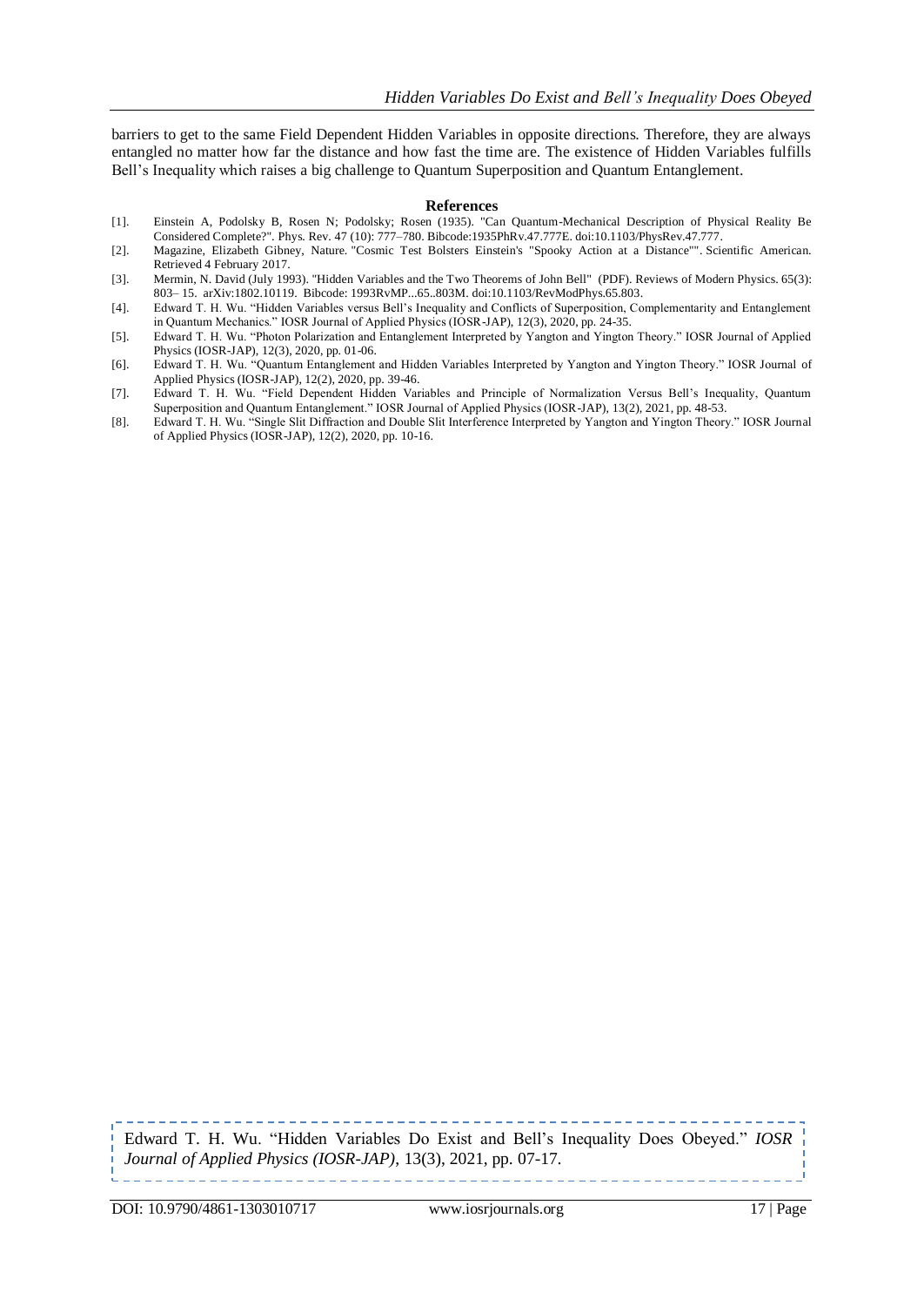barriers to get to the same Field Dependent Hidden Variables in opposite directions. Therefore, they are always entangled no matter how far the distance and how fast the time are. The existence of Hidden Variables fulfills Bell's Inequality which raises a big challenge to Quantum Superposition and Quantum Entanglement.

## References

[1]. Einstein A, Podolsky B, Rosen N; Podolsky; Rosen (1935). "Can Quantum-Mechanical Description of Physical Reality Be Considered Complete?". Phys. Rev. 47 (10): 777–780. Bibcode:1935PhRv.47.777E. doi:10.1103/PhysRev.47.777.

[2]. Magazine, Elizabeth Gibney, Nature. "Cosmic Test Bolsters Einstein's "Spooky Action at a Distance"". Scientific American. Retrieved 4 February 2017.

[3]. Mermin, N. David (July 1993). "Hidden Variables and the Two Theorems of John Bell" (PDF). Reviews of Modern Physics. 65(3): 803– 15. arXiv:1802.10119. Bibcode: 1993RvMP...65..803M. doi:10.1103/RevModPhys.65.803.

[4]. Edward T. H. Wu. "Hidden Variables versus Bell's Inequality and Conflicts of Superposition, Complementarity and Entanglement in Quantum Mechanics." IOSR Journal of Applied Physics (IOSR-JAP), 12(3), 2020, pp. 24-35.

[5]. Edward T. H. Wu. "Photon Polarization and Entanglement Interpreted by Yangton and Yington Theory." IOSR Journal of Applied Physics (IOSR-JAP), 12(3), 2020, pp. 01-06.

[6]. Edward T. H. Wu. "Quantum Entanglement and Hidden Variables Interpreted by Yangton and Yington Theory." IOSR Journal of Applied Physics (IOSR-JAP), 12(2), 2020, pp. 39-46.

[7]. Edward T. H. Wu. "Field Dependent Hidden Variables and Principle of Normalization Versus Bell's Inequality, Quantum Superposition and Quantum Entanglement." IOSR Journal of Applied Physics (IOSR-JAP), 13(2), 2021, pp. 48-53.

[8]. Edward T. H. Wu. "Single Slit Diffraction and Double Slit Interference Interpreted by Yangton and Yington Theory." IOSR Journal of Applied Physics (IOSR-JAP), 12(2), 2020, pp. 10-16.

Edward T. H. Wu. "Hidden Variables Do Exist and Bell's Inequality Does Obeyed." *IOSR Journal of Applied Physics (IOSR-JAP)*, 13(3), 2021, pp. 07-17.